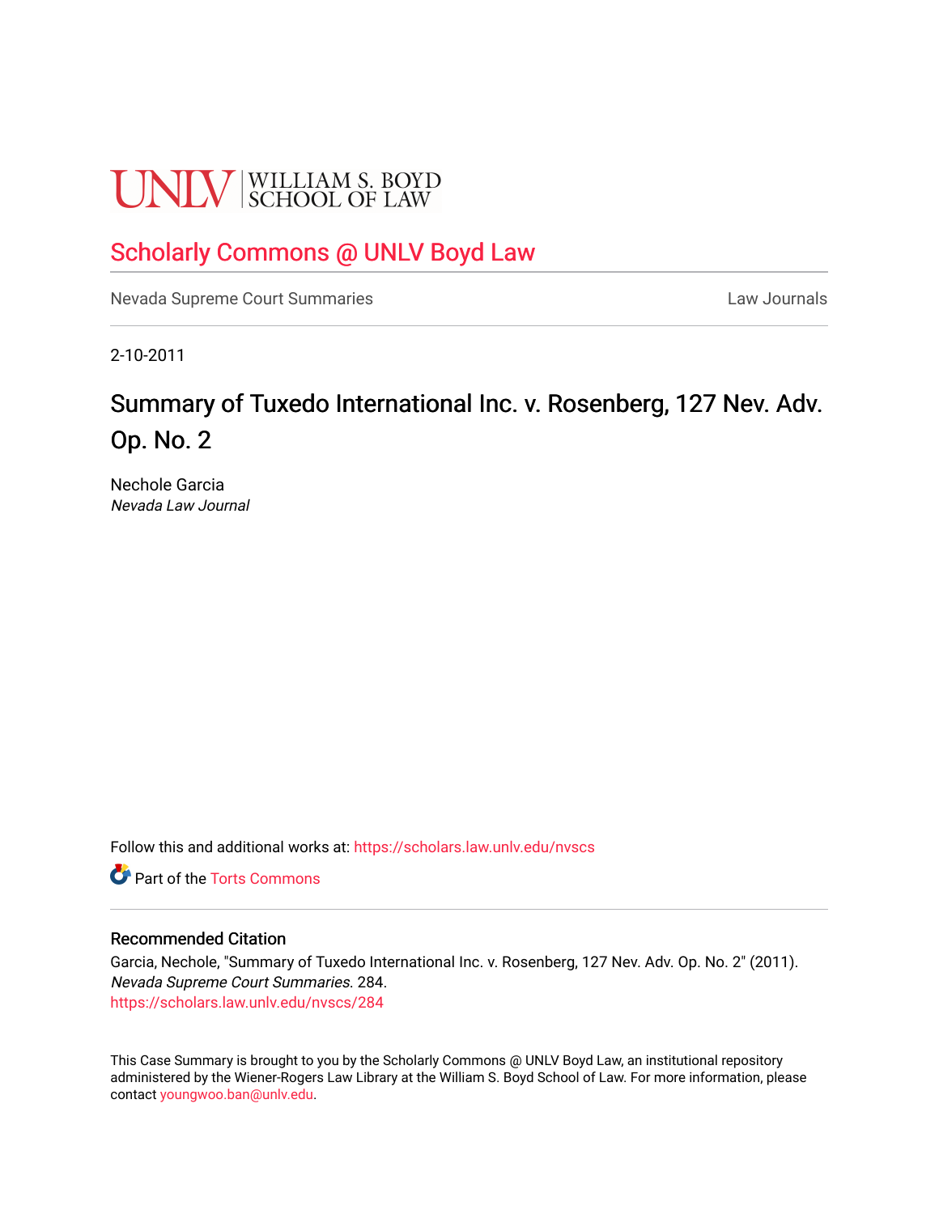UNLV | WILLIAM S. BOYD SCHOOL OF LAW

## Scholarly Commons @ UNLV Boyd Law

Nevada Supreme Court Summaries

Law Journals

2-10-2011

# Summary of Tuxedo International Inc. v. Rosenberg, 127 Nev. Adv. Op. No. 2

Nechole Garcia
*Nevada Law Journal*

Follow this and additional works at: https://scholars.law.unlv.edu/nvscs

Part of the Torts Commons

### Recommended Citation

Garcia, Nechole, "Summary of Tuxedo International Inc. v. Rosenberg, 127 Nev. Adv. Op. No. 2" (2011). *Nevada Supreme Court Summaries*. 284.
https://scholars.law.unlv.edu/nvscs/284

This Case Summary is brought to you by the Scholarly Commons @ UNLV Boyd Law, an institutional repository administered by the Wiener-Rogers Law Library at the William S. Boyd School of Law. For more information, please contact youngwoo.ban@unlv.edu.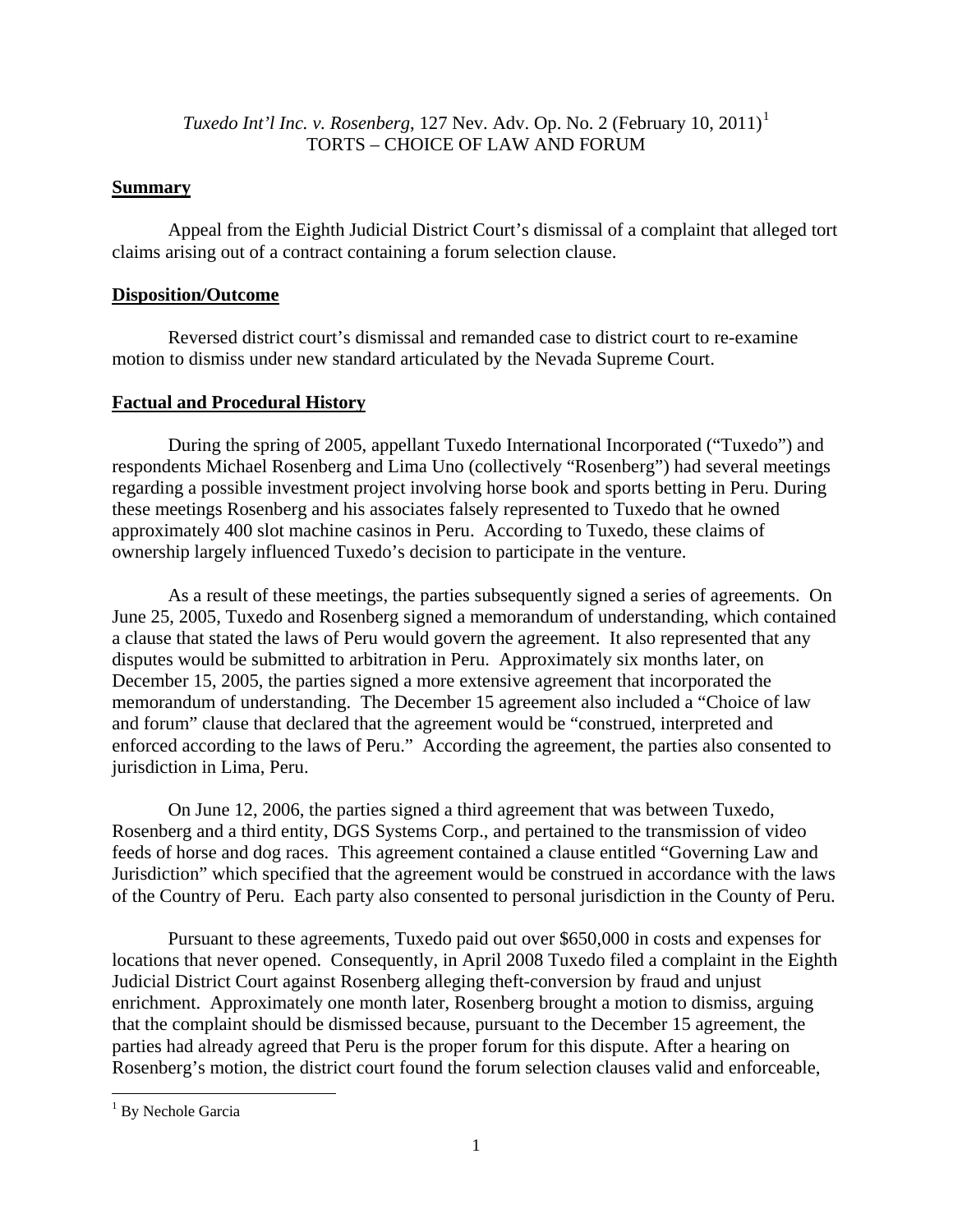*Tuxedo Int'l Inc. v. Rosenberg*, 127 Nev. Adv. Op. No. 2 (February 10, 2011)[1]
TORTS – CHOICE OF LAW AND FORUM

## Summary

Appeal from the Eighth Judicial District Court's dismissal of a complaint that alleged tort claims arising out of a contract containing a forum selection clause.

## Disposition/Outcome

Reversed district court's dismissal and remanded case to district court to re-examine motion to dismiss under new standard articulated by the Nevada Supreme Court.

## Factual and Procedural History

During the spring of 2005, appellant Tuxedo International Incorporated ("Tuxedo") and respondents Michael Rosenberg and Lima Uno (collectively "Rosenberg") had several meetings regarding a possible investment project involving horse book and sports betting in Peru. During these meetings Rosenberg and his associates falsely represented to Tuxedo that he owned approximately 400 slot machine casinos in Peru. According to Tuxedo, these claims of ownership largely influenced Tuxedo's decision to participate in the venture.

As a result of these meetings, the parties subsequently signed a series of agreements. On June 25, 2005, Tuxedo and Rosenberg signed a memorandum of understanding, which contained a clause that stated the laws of Peru would govern the agreement. It also represented that any disputes would be submitted to arbitration in Peru. Approximately six months later, on December 15, 2005, the parties signed a more extensive agreement that incorporated the memorandum of understanding. The December 15 agreement also included a "Choice of law and forum" clause that declared that the agreement would be "construed, interpreted and enforced according to the laws of Peru." According the agreement, the parties also consented to jurisdiction in Lima, Peru.

On June 12, 2006, the parties signed a third agreement that was between Tuxedo, Rosenberg and a third entity, DGS Systems Corp., and pertained to the transmission of video feeds of horse and dog races. This agreement contained a clause entitled "Governing Law and Jurisdiction" which specified that the agreement would be construed in accordance with the laws of the Country of Peru. Each party also consented to personal jurisdiction in the County of Peru.

Pursuant to these agreements, Tuxedo paid out over $650,000 in costs and expenses for locations that never opened. Consequently, in April 2008 Tuxedo filed a complaint in the Eighth Judicial District Court against Rosenberg alleging theft-conversion by fraud and unjust enrichment. Approximately one month later, Rosenberg brought a motion to dismiss, arguing that the complaint should be dismissed because, pursuant to the December 15 agreement, the parties had already agreed that Peru is the proper forum for this dispute. After a hearing on Rosenberg's motion, the district court found the forum selection clauses valid and enforceable,

---

[1] By Nechole Garcia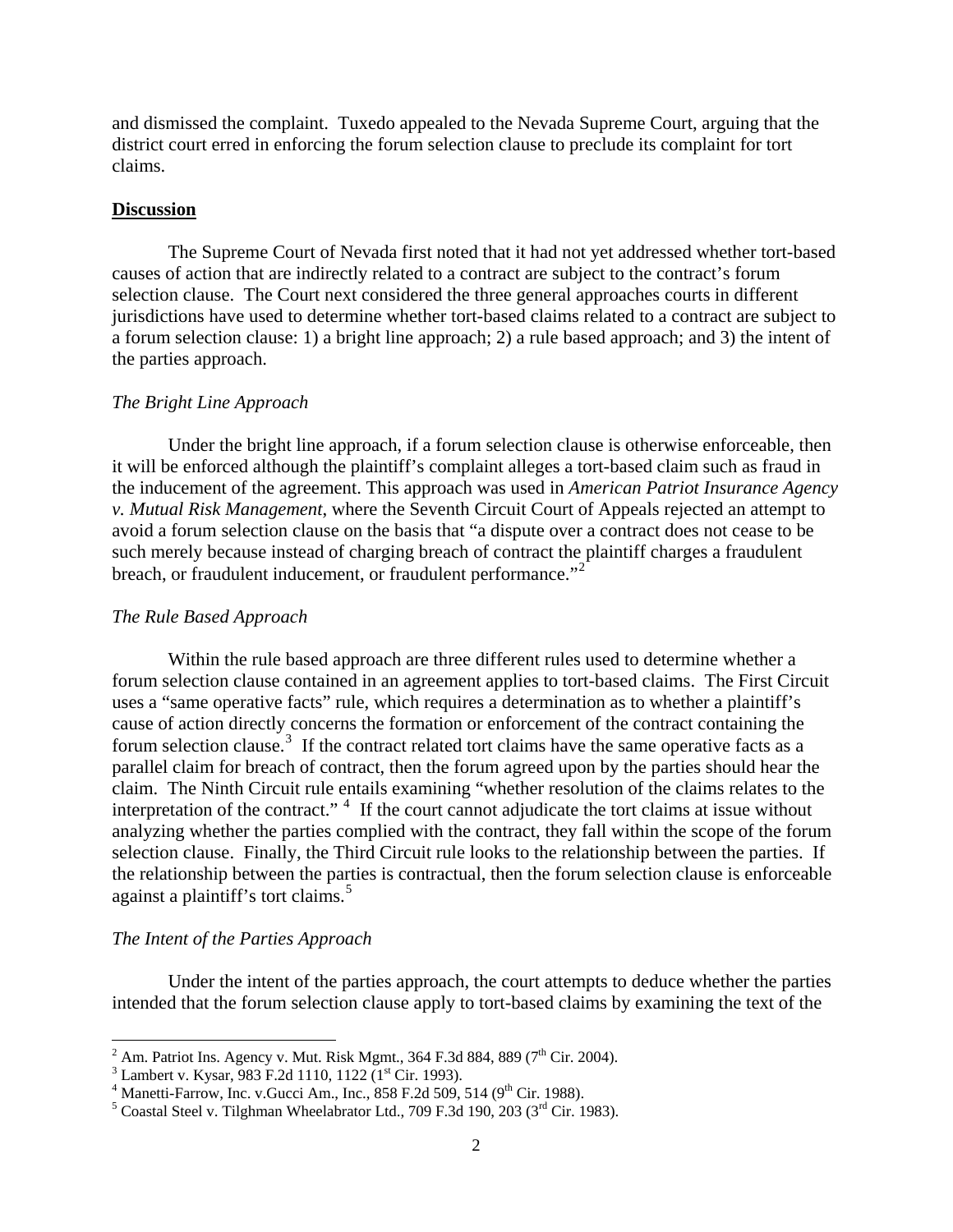and dismissed the complaint. Tuxedo appealed to the Nevada Supreme Court, arguing that the district court erred in enforcing the forum selection clause to preclude its complaint for tort claims.

## Discussion

The Supreme Court of Nevada first noted that it had not yet addressed whether tort-based causes of action that are indirectly related to a contract are subject to the contract's forum selection clause. The Court next considered the three general approaches courts in different jurisdictions have used to determine whether tort-based claims related to a contract are subject to a forum selection clause: 1) a bright line approach; 2) a rule based approach; and 3) the intent of the parties approach.

### *The Bright Line Approach*

Under the bright line approach, if a forum selection clause is otherwise enforceable, then it will be enforced although the plaintiff's complaint alleges a tort-based claim such as fraud in the inducement of the agreement. This approach was used in *American Patriot Insurance Agency v. Mutual Risk Management*, where the Seventh Circuit Court of Appeals rejected an attempt to avoid a forum selection clause on the basis that "a dispute over a contract does not cease to be such merely because instead of charging breach of contract the plaintiff charges a fraudulent breach, or fraudulent inducement, or fraudulent performance."[2]

### *The Rule Based Approach*

Within the rule based approach are three different rules used to determine whether a forum selection clause contained in an agreement applies to tort-based claims. The First Circuit uses a "same operative facts" rule, which requires a determination as to whether a plaintiff's cause of action directly concerns the formation or enforcement of the contract containing the forum selection clause.[3] If the contract related tort claims have the same operative facts as a parallel claim for breach of contract, then the forum agreed upon by the parties should hear the claim. The Ninth Circuit rule entails examining "whether resolution of the claims relates to the interpretation of the contract." [4] If the court cannot adjudicate the tort claims at issue without analyzing whether the parties complied with the contract, they fall within the scope of the forum selection clause. Finally, the Third Circuit rule looks to the relationship between the parties. If the relationship between the parties is contractual, then the forum selection clause is enforceable against a plaintiff's tort claims.[5]

### *The Intent of the Parties Approach*

Under the intent of the parties approach, the court attempts to deduce whether the parties intended that the forum selection clause apply to tort-based claims by examining the text of the

---

[2] Am. Patriot Ins. Agency v. Mut. Risk Mgmt., 364 F.3d 884, 889 (7th Cir. 2004).

[3] Lambert v. Kysar, 983 F.2d 1110, 1122 (1st Cir. 1993).

[4] Manetti-Farrow, Inc. v.Gucci Am., Inc., 858 F.2d 509, 514 (9th Cir. 1988).

[5] Coastal Steel v. Tilghman Wheelabrator Ltd., 709 F.3d 190, 203 (3rd Cir. 1983).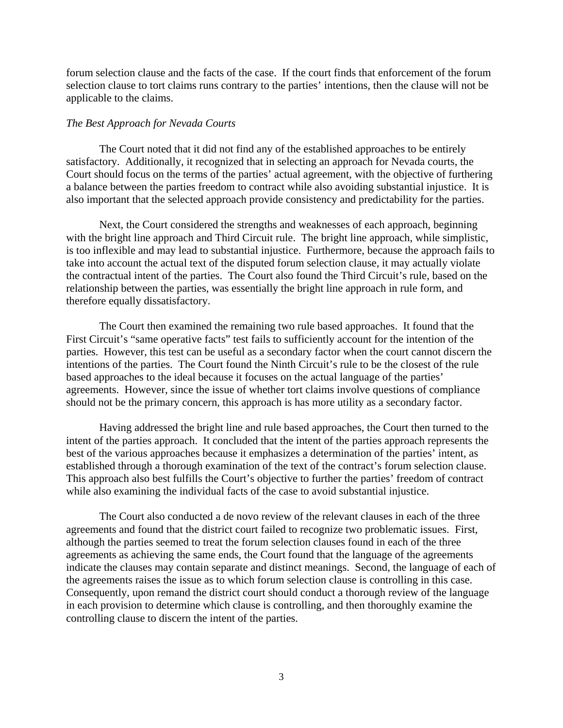forum selection clause and the facts of the case. If the court finds that enforcement of the forum selection clause to tort claims runs contrary to the parties' intentions, then the clause will not be applicable to the claims.

*The Best Approach for Nevada Courts*

The Court noted that it did not find any of the established approaches to be entirely satisfactory. Additionally, it recognized that in selecting an approach for Nevada courts, the Court should focus on the terms of the parties' actual agreement, with the objective of furthering a balance between the parties freedom to contract while also avoiding substantial injustice. It is also important that the selected approach provide consistency and predictability for the parties.

Next, the Court considered the strengths and weaknesses of each approach, beginning with the bright line approach and Third Circuit rule. The bright line approach, while simplistic, is too inflexible and may lead to substantial injustice. Furthermore, because the approach fails to take into account the actual text of the disputed forum selection clause, it may actually violate the contractual intent of the parties. The Court also found the Third Circuit's rule, based on the relationship between the parties, was essentially the bright line approach in rule form, and therefore equally dissatisfactory.

The Court then examined the remaining two rule based approaches. It found that the First Circuit's "same operative facts" test fails to sufficiently account for the intention of the parties. However, this test can be useful as a secondary factor when the court cannot discern the intentions of the parties. The Court found the Ninth Circuit's rule to be the closest of the rule based approaches to the ideal because it focuses on the actual language of the parties' agreements. However, since the issue of whether tort claims involve questions of compliance should not be the primary concern, this approach is has more utility as a secondary factor.

Having addressed the bright line and rule based approaches, the Court then turned to the intent of the parties approach. It concluded that the intent of the parties approach represents the best of the various approaches because it emphasizes a determination of the parties' intent, as established through a thorough examination of the text of the contract's forum selection clause. This approach also best fulfills the Court's objective to further the parties' freedom of contract while also examining the individual facts of the case to avoid substantial injustice.

The Court also conducted a de novo review of the relevant clauses in each of the three agreements and found that the district court failed to recognize two problematic issues. First, although the parties seemed to treat the forum selection clauses found in each of the three agreements as achieving the same ends, the Court found that the language of the agreements indicate the clauses may contain separate and distinct meanings. Second, the language of each of the agreements raises the issue as to which forum selection clause is controlling in this case. Consequently, upon remand the district court should conduct a thorough review of the language in each provision to determine which clause is controlling, and then thoroughly examine the controlling clause to discern the intent of the parties.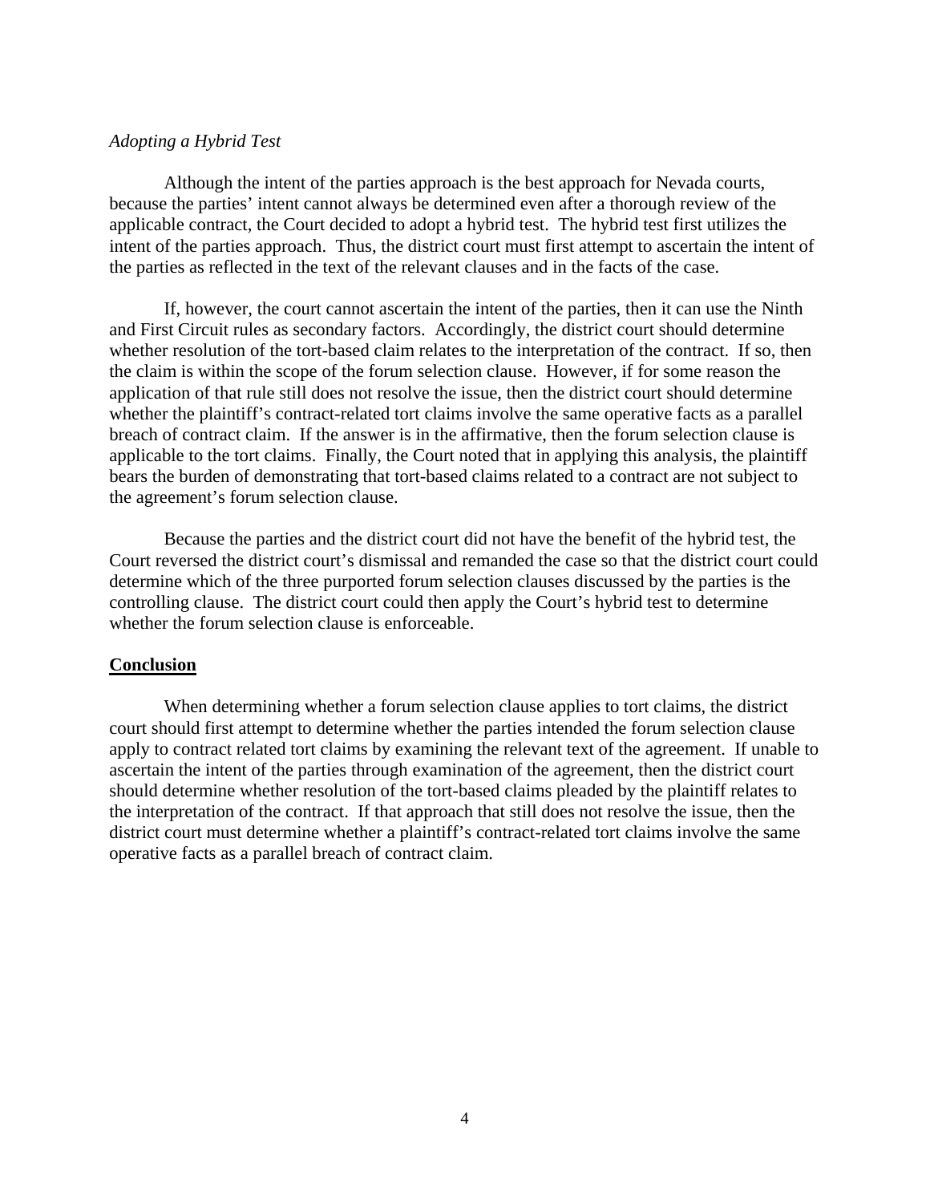*Adopting a Hybrid Test*

Although the intent of the parties approach is the best approach for Nevada courts, because the parties' intent cannot always be determined even after a thorough review of the applicable contract, the Court decided to adopt a hybrid test. The hybrid test first utilizes the intent of the parties approach. Thus, the district court must first attempt to ascertain the intent of the parties as reflected in the text of the relevant clauses and in the facts of the case.

If, however, the court cannot ascertain the intent of the parties, then it can use the Ninth and First Circuit rules as secondary factors. Accordingly, the district court should determine whether resolution of the tort-based claim relates to the interpretation of the contract. If so, then the claim is within the scope of the forum selection clause. However, if for some reason the application of that rule still does not resolve the issue, then the district court should determine whether the plaintiff's contract-related tort claims involve the same operative facts as a parallel breach of contract claim. If the answer is in the affirmative, then the forum selection clause is applicable to the tort claims. Finally, the Court noted that in applying this analysis, the plaintiff bears the burden of demonstrating that tort-based claims related to a contract are not subject to the agreement's forum selection clause.

Because the parties and the district court did not have the benefit of the hybrid test, the Court reversed the district court's dismissal and remanded the case so that the district court could determine which of the three purported forum selection clauses discussed by the parties is the controlling clause. The district court could then apply the Court's hybrid test to determine whether the forum selection clause is enforceable.

## **Conclusion**

When determining whether a forum selection clause applies to tort claims, the district court should first attempt to determine whether the parties intended the forum selection clause apply to contract related tort claims by examining the relevant text of the agreement. If unable to ascertain the intent of the parties through examination of the agreement, then the district court should determine whether resolution of the tort-based claims pleaded by the plaintiff relates to the interpretation of the contract. If that approach that still does not resolve the issue, then the district court must determine whether a plaintiff's contract-related tort claims involve the same operative facts as a parallel breach of contract claim.